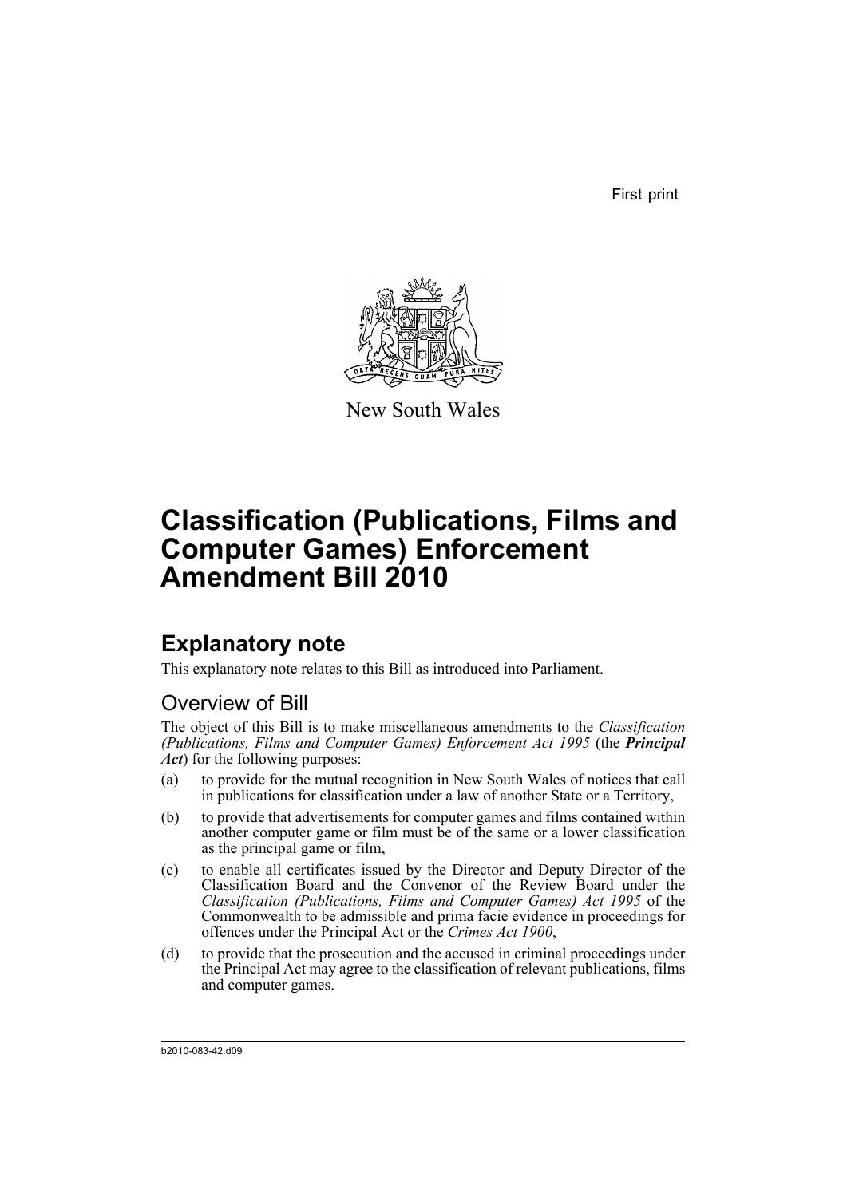First print

New South Wales

# Classification (Publications, Films and Computer Games) Enforcement Amendment Bill 2010

## Explanatory note

This explanatory note relates to this Bill as introduced into Parliament.

### Overview of Bill

The object of this Bill is to make miscellaneous amendments to the *Classification (Publications, Films and Computer Games) Enforcement Act 1995* (the ***Principal Act***) for the following purposes:

(a) to provide for the mutual recognition in New South Wales of notices that call in publications for classification under a law of another State or a Territory,

(b) to provide that advertisements for computer games and films contained within another computer game or film must be of the same or a lower classification as the principal game or film,

(c) to enable all certificates issued by the Director and Deputy Director of the Classification Board and the Convenor of the Review Board under the *Classification (Publications, Films and Computer Games) Act 1995* of the Commonwealth to be admissible and prima facie evidence in proceedings for offences under the Principal Act or the *Crimes Act 1900*,

(d) to provide that the prosecution and the accused in criminal proceedings under the Principal Act may agree to the classification of relevant publications, films and computer games.

b2010-083-42.d09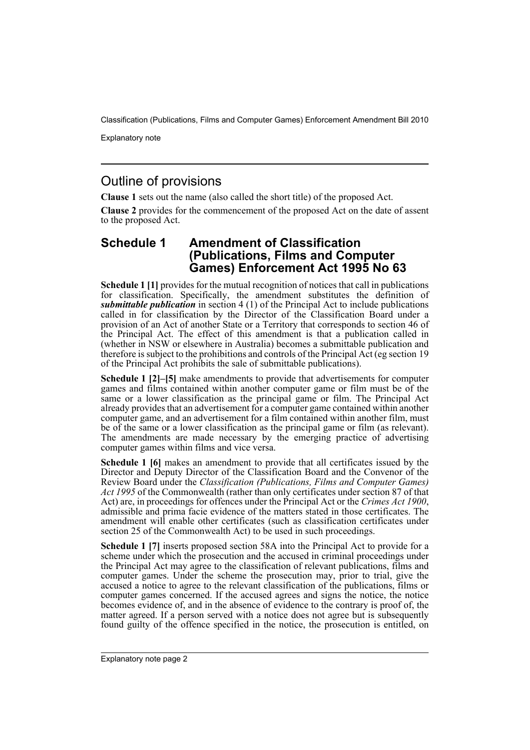## Outline of provisions

**Clause 1** sets out the name (also called the short title) of the proposed Act.

**Clause 2** provides for the commencement of the proposed Act on the date of assent to the proposed Act.

## Schedule 1 Amendment of Classification (Publications, Films and Computer Games) Enforcement Act 1995 No 63

**Schedule 1 [1]** provides for the mutual recognition of notices that call in publications for classification. Specifically, the amendment substitutes the definition of ***submittable publication*** in section 4 (1) of the Principal Act to include publications called in for classification by the Director of the Classification Board under a provision of an Act of another State or a Territory that corresponds to section 46 of the Principal Act. The effect of this amendment is that a publication called in (whether in NSW or elsewhere in Australia) becomes a submittable publication and therefore is subject to the prohibitions and controls of the Principal Act (eg section 19 of the Principal Act prohibits the sale of submittable publications).

**Schedule 1 [2]–[5]** make amendments to provide that advertisements for computer games and films contained within another computer game or film must be of the same or a lower classification as the principal game or film. The Principal Act already provides that an advertisement for a computer game contained within another computer game, and an advertisement for a film contained within another film, must be of the same or a lower classification as the principal game or film (as relevant). The amendments are made necessary by the emerging practice of advertising computer games within films and vice versa.

**Schedule 1 [6]** makes an amendment to provide that all certificates issued by the Director and Deputy Director of the Classification Board and the Convenor of the Review Board under the *Classification (Publications, Films and Computer Games) Act 1995* of the Commonwealth (rather than only certificates under section 87 of that Act) are, in proceedings for offences under the Principal Act or the *Crimes Act 1900*, admissible and prima facie evidence of the matters stated in those certificates. The amendment will enable other certificates (such as classification certificates under section 25 of the Commonwealth Act) to be used in such proceedings.

**Schedule 1 [7]** inserts proposed section 58A into the Principal Act to provide for a scheme under which the prosecution and the accused in criminal proceedings under the Principal Act may agree to the classification of relevant publications, films and computer games. Under the scheme the prosecution may, prior to trial, give the accused a notice to agree to the relevant classification of the publications, films or computer games concerned. If the accused agrees and signs the notice, the notice becomes evidence of, and in the absence of evidence to the contrary is proof of, the matter agreed. If a person served with a notice does not agree but is subsequently found guilty of the offence specified in the notice, the prosecution is entitled, on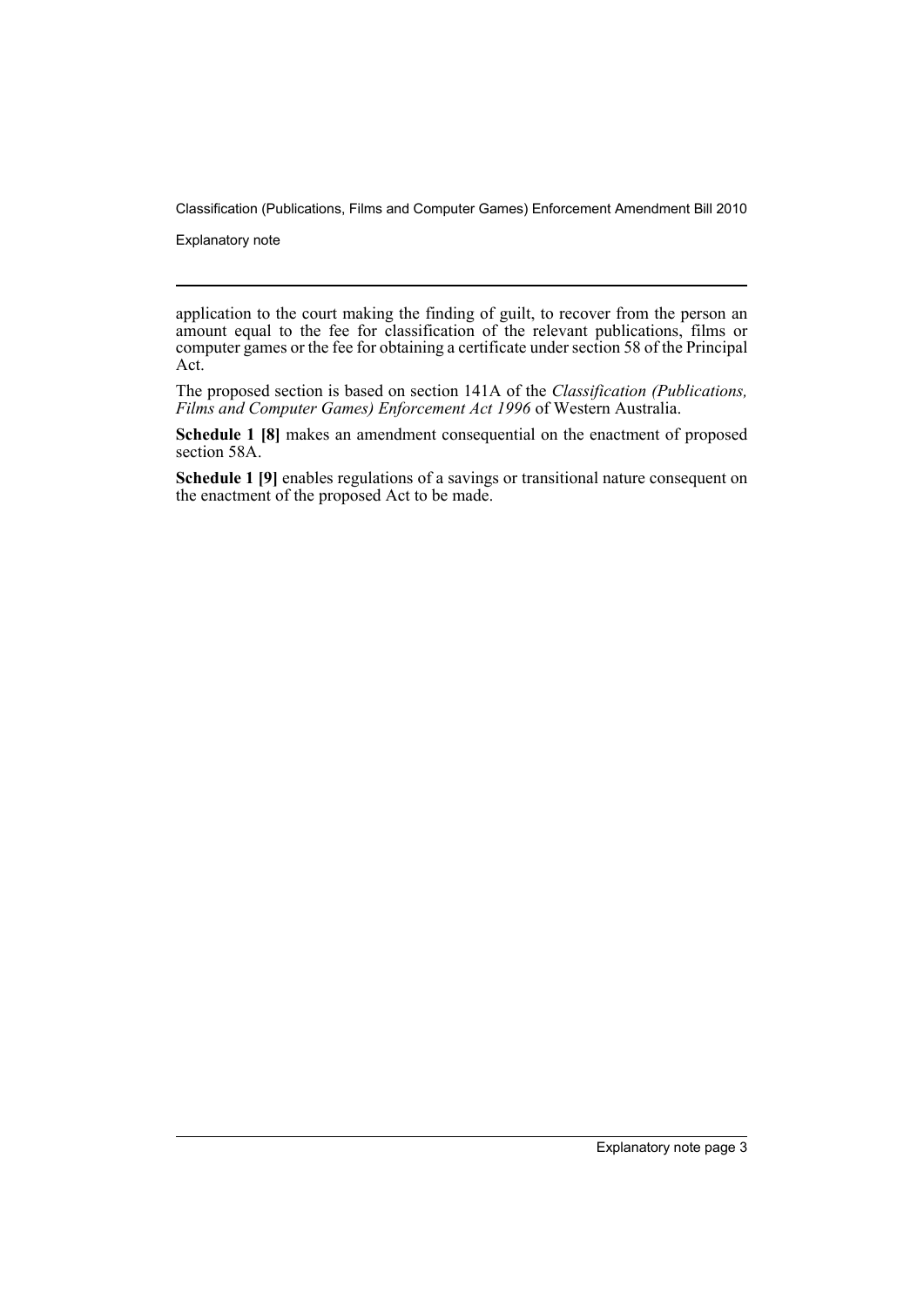application to the court making the finding of guilt, to recover from the person an amount equal to the fee for classification of the relevant publications, films or computer games or the fee for obtaining a certificate under section 58 of the Principal Act.

The proposed section is based on section 141A of the *Classification (Publications, Films and Computer Games) Enforcement Act 1996* of Western Australia.

**Schedule 1 [8]** makes an amendment consequential on the enactment of proposed section 58A.

**Schedule 1 [9]** enables regulations of a savings or transitional nature consequent on the enactment of the proposed Act to be made.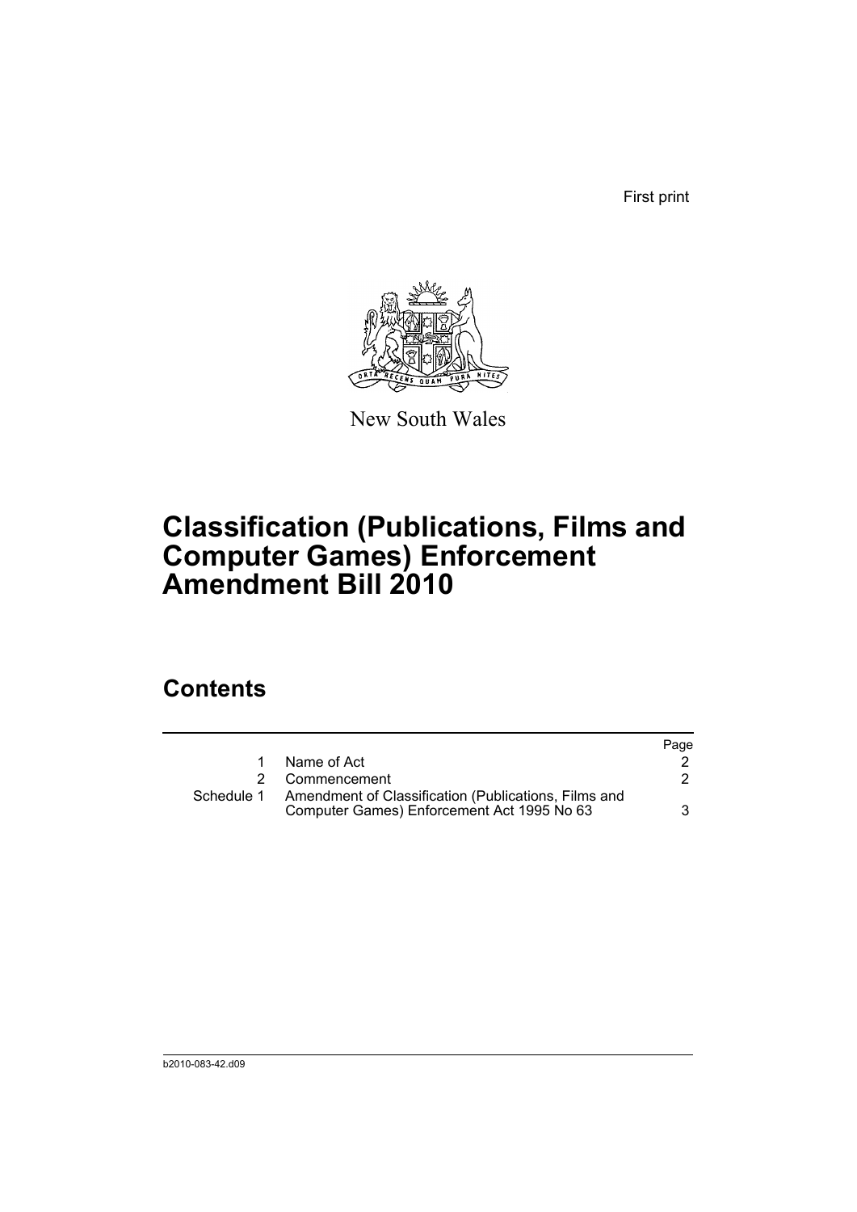First print

New South Wales

# Classification (Publications, Films and Computer Games) Enforcement Amendment Bill 2010

## Contents

| | | Page |
|---|---|---|
| 1 | Name of Act | 2 |
| 2 | Commencement | 2 |
| Schedule 1 | Amendment of Classification (Publications, Films and Computer Games) Enforcement Act 1995 No 63 | 3 |

b2010-083-42.d09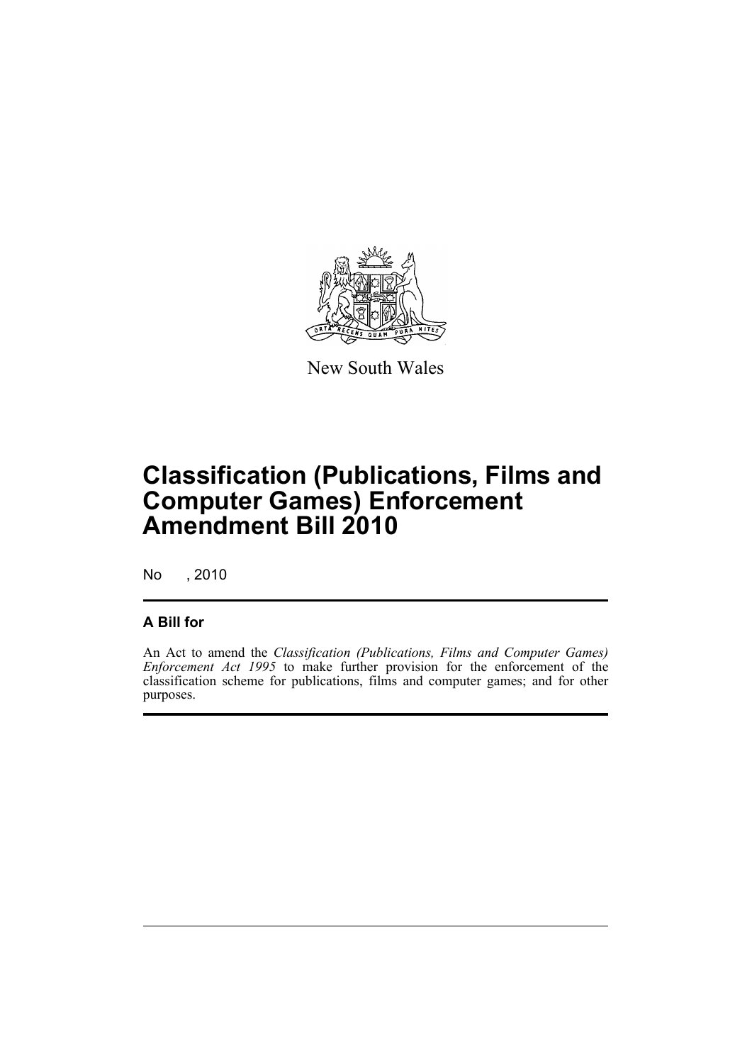New South Wales

# Classification (Publications, Films and Computer Games) Enforcement Amendment Bill 2010

No , 2010

## A Bill for

An Act to amend the *Classification (Publications, Films and Computer Games) Enforcement Act 1995* to make further provision for the enforcement of the classification scheme for publications, films and computer games; and for other purposes.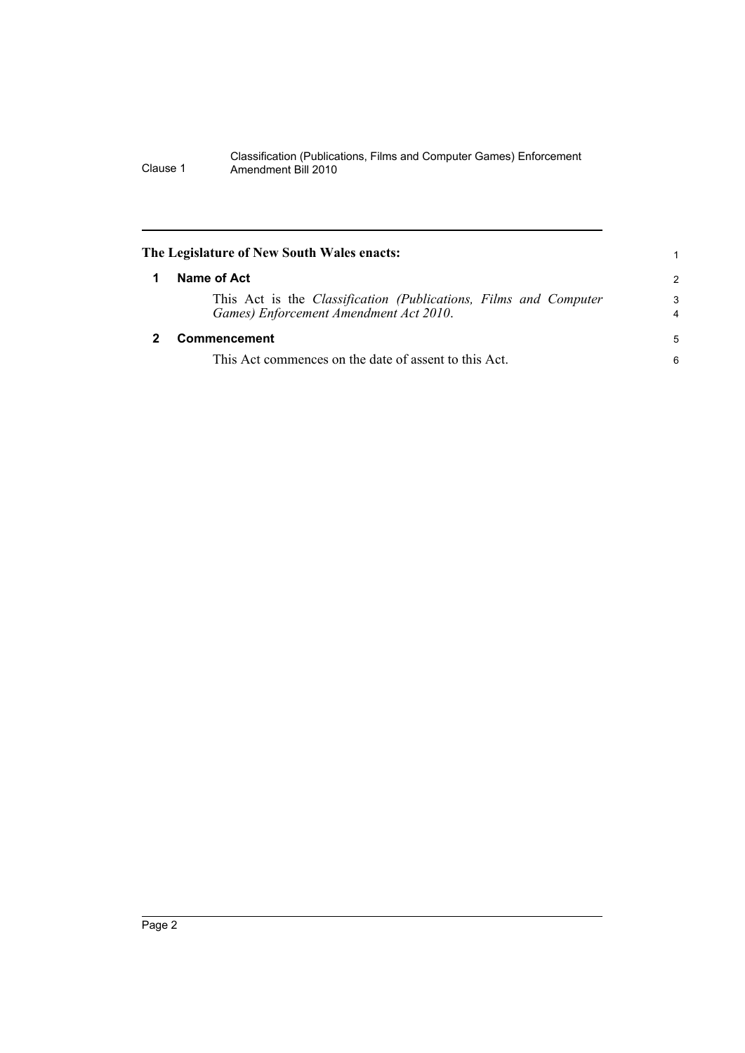**The Legislature of New South Wales enacts:**

## 1 Name of Act

This Act is the *Classification (Publications, Films and Computer Games) Enforcement Amendment Act 2010*.

## 2 Commencement

This Act commences on the date of assent to this Act.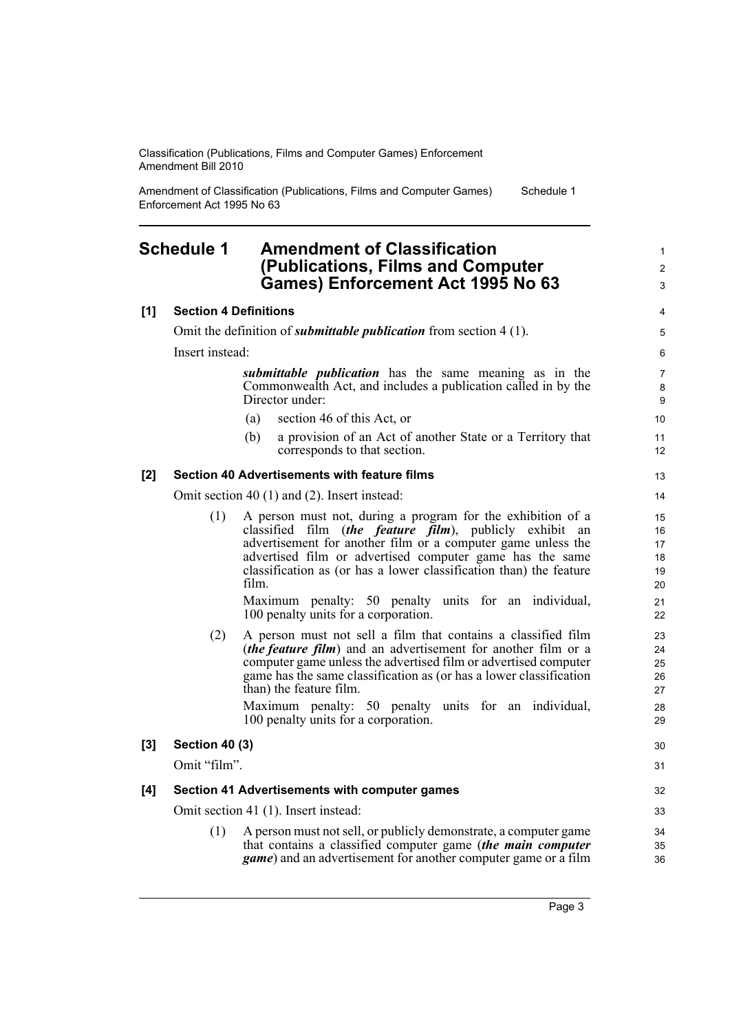## Schedule 1 Amendment of Classification (Publications, Films and Computer Games) Enforcement Act 1995 No 63

**[1] Section 4 Definitions**

Omit the definition of ***submittable publication*** from section 4 (1).

Insert instead:

> ***submittable publication*** has the same meaning as in the Commonwealth Act, and includes a publication called in by the Director under:
>
> (a) section 46 of this Act, or
>
> (b) a provision of an Act of another State or a Territory that corresponds to that section.

**[2] Section 40 Advertisements with feature films**

Omit section 40 (1) and (2). Insert instead:

> (1) A person must not, during a program for the exhibition of a classified film (***the feature film***), publicly exhibit an advertisement for another film or a computer game unless the advertised film or advertised computer game has the same classification as (or has a lower classification than) the feature film.
>
> Maximum penalty: 50 penalty units for an individual, 100 penalty units for a corporation.
>
> (2) A person must not sell a film that contains a classified film (***the feature film***) and an advertisement for another film or a computer game unless the advertised film or advertised computer game has the same classification as (or has a lower classification than) the feature film.
>
> Maximum penalty: 50 penalty units for an individual, 100 penalty units for a corporation.

**[3] Section 40 (3)**

Omit "film".

**[4] Section 41 Advertisements with computer games**

Omit section 41 (1). Insert instead:

> (1) A person must not sell, or publicly demonstrate, a computer game that contains a classified computer game (***the main computer game***) and an advertisement for another computer game or a film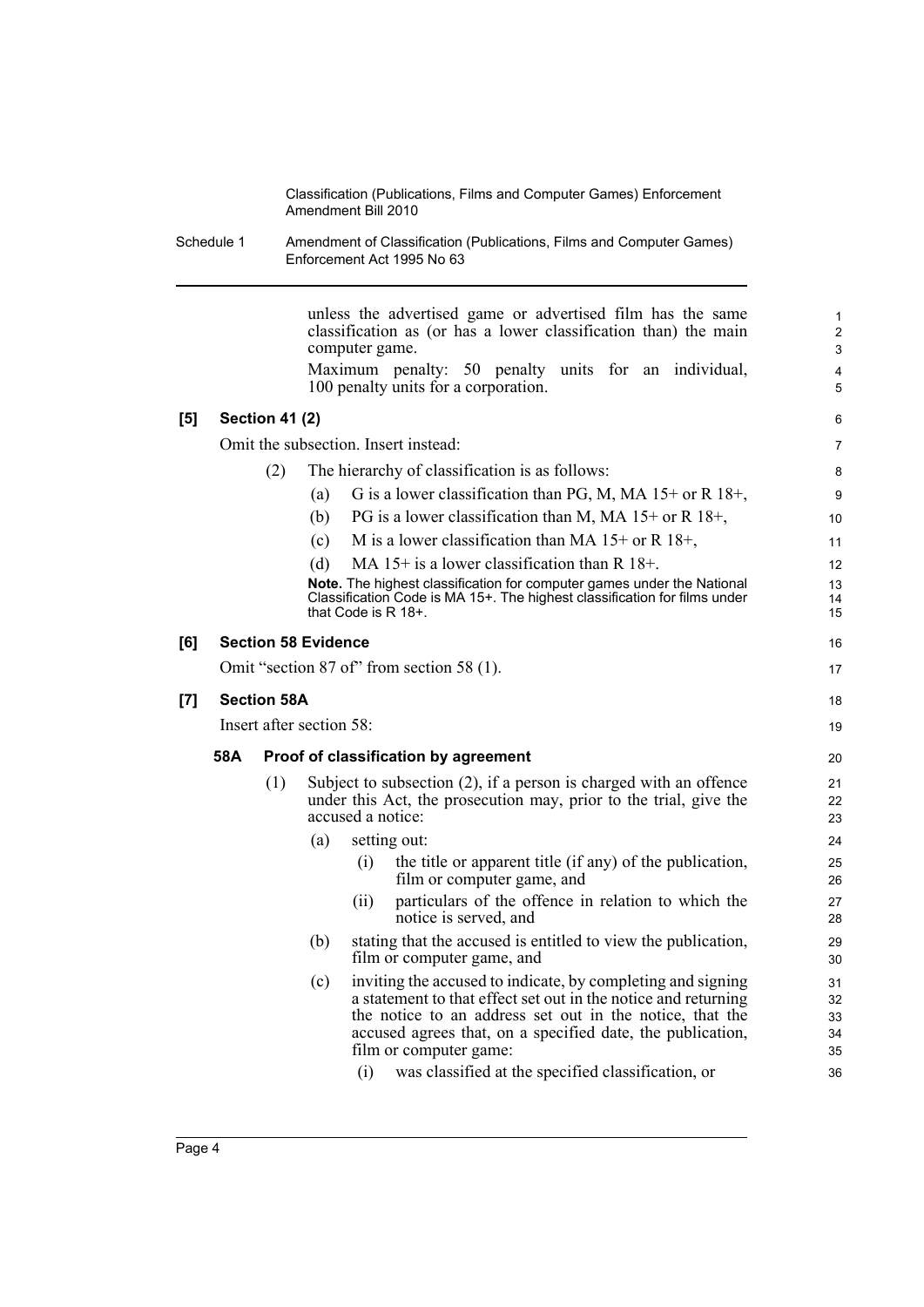unless the advertised game or advertised film has the same classification as (or has a lower classification than) the main computer game.

Maximum penalty: 50 penalty units for an individual, 100 penalty units for a corporation.

**[5] Section 41 (2)**

Omit the subsection. Insert instead:

(2) The hierarchy of classification is as follows:

(a) G is a lower classification than PG, M, MA 15+ or R 18+,

(b) PG is a lower classification than M, MA 15+ or R 18+,

(c) M is a lower classification than MA 15+ or R 18+,

(d) MA 15+ is a lower classification than R 18+.

**Note.** The highest classification for computer games under the National Classification Code is MA 15+. The highest classification for films under that Code is R 18+.

**[6] Section 58 Evidence**

Omit "section 87 of" from section 58 (1).

**[7] Section 58A**

Insert after section 58:

**58A Proof of classification by agreement**

(1) Subject to subsection (2), if a person is charged with an offence under this Act, the prosecution may, prior to the trial, give the accused a notice:

(a) setting out:

(i) the title or apparent title (if any) of the publication, film or computer game, and

(ii) particulars of the offence in relation to which the notice is served, and

(b) stating that the accused is entitled to view the publication, film or computer game, and

(c) inviting the accused to indicate, by completing and signing a statement to that effect set out in the notice and returning the notice to an address set out in the notice, that the accused agrees that, on a specified date, the publication, film or computer game:

(i) was classified at the specified classification, or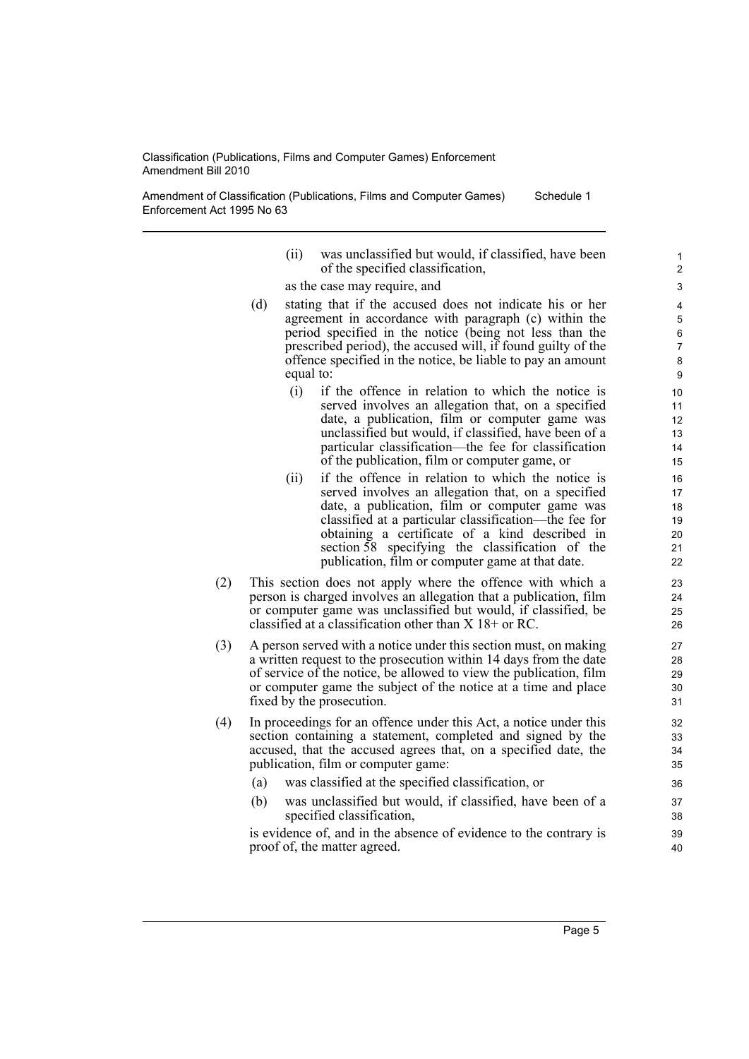(ii) was unclassified but would, if classified, have been of the specified classification,

as the case may require, and

(d) stating that if the accused does not indicate his or her agreement in accordance with paragraph (c) within the period specified in the notice (being not less than the prescribed period), the accused will, if found guilty of the offence specified in the notice, be liable to pay an amount equal to:

(i) if the offence in relation to which the notice is served involves an allegation that, on a specified date, a publication, film or computer game was unclassified but would, if classified, have been of a particular classification—the fee for classification of the publication, film or computer game, or

(ii) if the offence in relation to which the notice is served involves an allegation that, on a specified date, a publication, film or computer game was classified at a particular classification—the fee for obtaining a certificate of a kind described in section 58 specifying the classification of the publication, film or computer game at that date.

(2) This section does not apply where the offence with which a person is charged involves an allegation that a publication, film or computer game was unclassified but would, if classified, be classified at a classification other than X 18+ or RC.

(3) A person served with a notice under this section must, on making a written request to the prosecution within 14 days from the date of service of the notice, be allowed to view the publication, film or computer game the subject of the notice at a time and place fixed by the prosecution.

(4) In proceedings for an offence under this Act, a notice under this section containing a statement, completed and signed by the accused, that the accused agrees that, on a specified date, the publication, film or computer game:

(a) was classified at the specified classification, or

(b) was unclassified but would, if classified, have been of a specified classification,

is evidence of, and in the absence of evidence to the contrary is proof of, the matter agreed.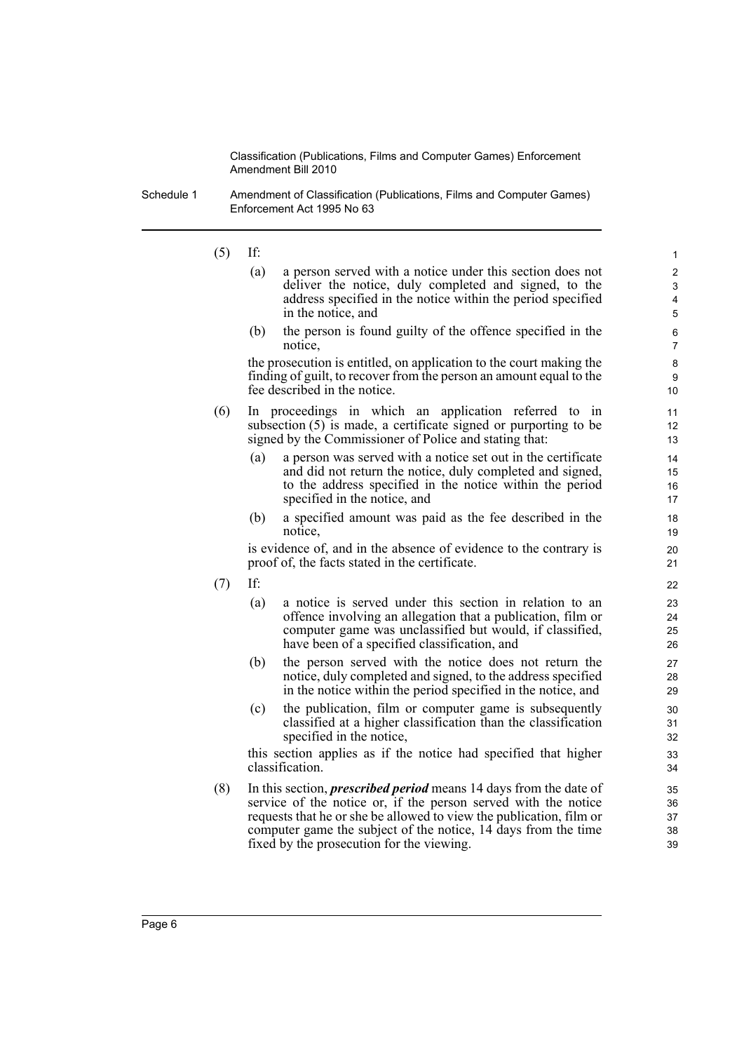(5) If:

(a) a person served with a notice under this section does not deliver the notice, duly completed and signed, to the address specified in the notice within the period specified in the notice, and

(b) the person is found guilty of the offence specified in the notice,

the prosecution is entitled, on application to the court making the finding of guilt, to recover from the person an amount equal to the fee described in the notice.

(6) In proceedings in which an application referred to in subsection (5) is made, a certificate signed or purporting to be signed by the Commissioner of Police and stating that:

(a) a person was served with a notice set out in the certificate and did not return the notice, duly completed and signed, to the address specified in the notice within the period specified in the notice, and

(b) a specified amount was paid as the fee described in the notice,

is evidence of, and in the absence of evidence to the contrary is proof of, the facts stated in the certificate.

(7) If:

(a) a notice is served under this section in relation to an offence involving an allegation that a publication, film or computer game was unclassified but would, if classified, have been of a specified classification, and

(b) the person served with the notice does not return the notice, duly completed and signed, to the address specified in the notice within the period specified in the notice, and

(c) the publication, film or computer game is subsequently classified at a higher classification than the classification specified in the notice,

this section applies as if the notice had specified that higher classification.

(8) In this section, ***prescribed period*** means 14 days from the date of service of the notice or, if the person served with the notice requests that he or she be allowed to view the publication, film or computer game the subject of the notice, 14 days from the time fixed by the prosecution for the viewing.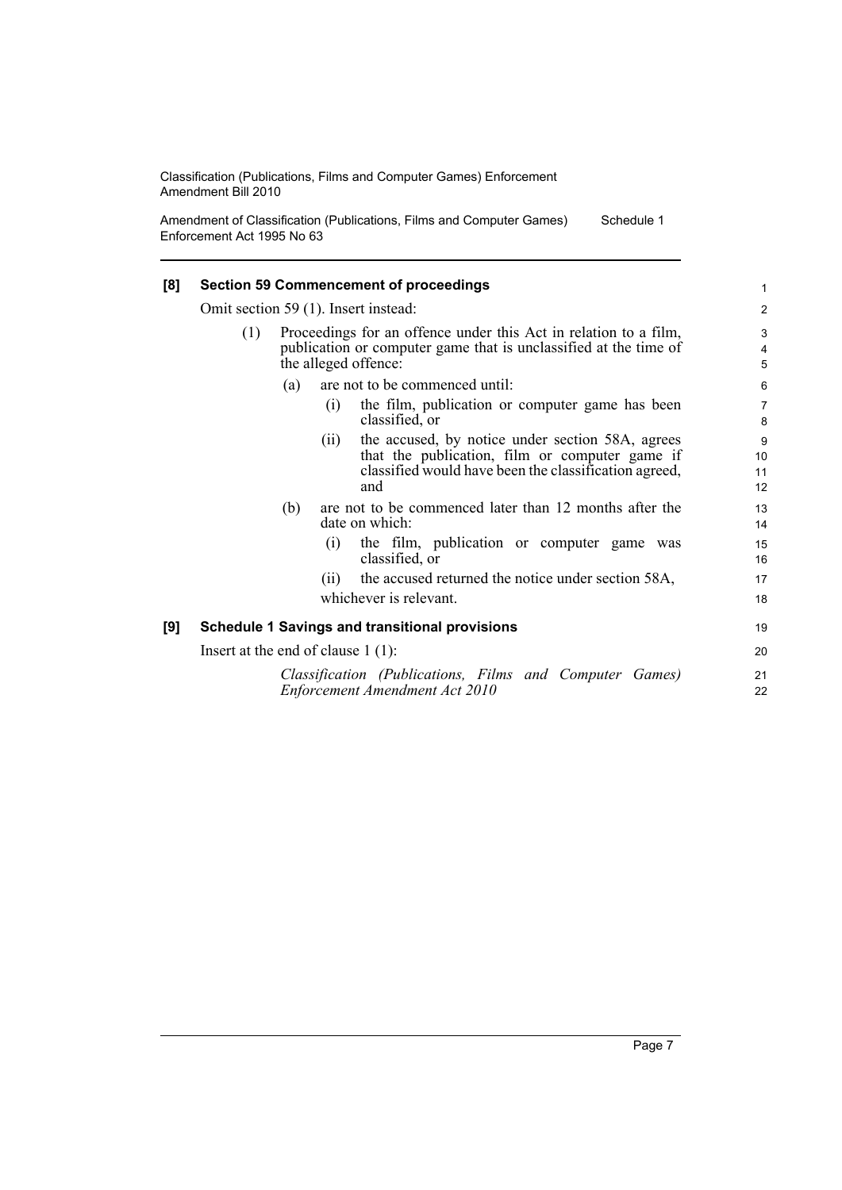### [8] Section 59 Commencement of proceedings

Omit section 59 (1). Insert instead:

(1) Proceedings for an offence under this Act in relation to a film, publication or computer game that is unclassified at the time of the alleged offence:

- (a) are not to be commenced until:
  - (i) the film, publication or computer game has been classified, or
  - (ii) the accused, by notice under section 58A, agrees that the publication, film or computer game if classified would have been the classification agreed, and
- (b) are not to be commenced later than 12 months after the date on which:
  - (i) the film, publication or computer game was classified, or
  - (ii) the accused returned the notice under section 58A,

  whichever is relevant.

### [9] Schedule 1 Savings and transitional provisions

Insert at the end of clause 1 (1):

*Classification (Publications, Films and Computer Games) Enforcement Amendment Act 2010*